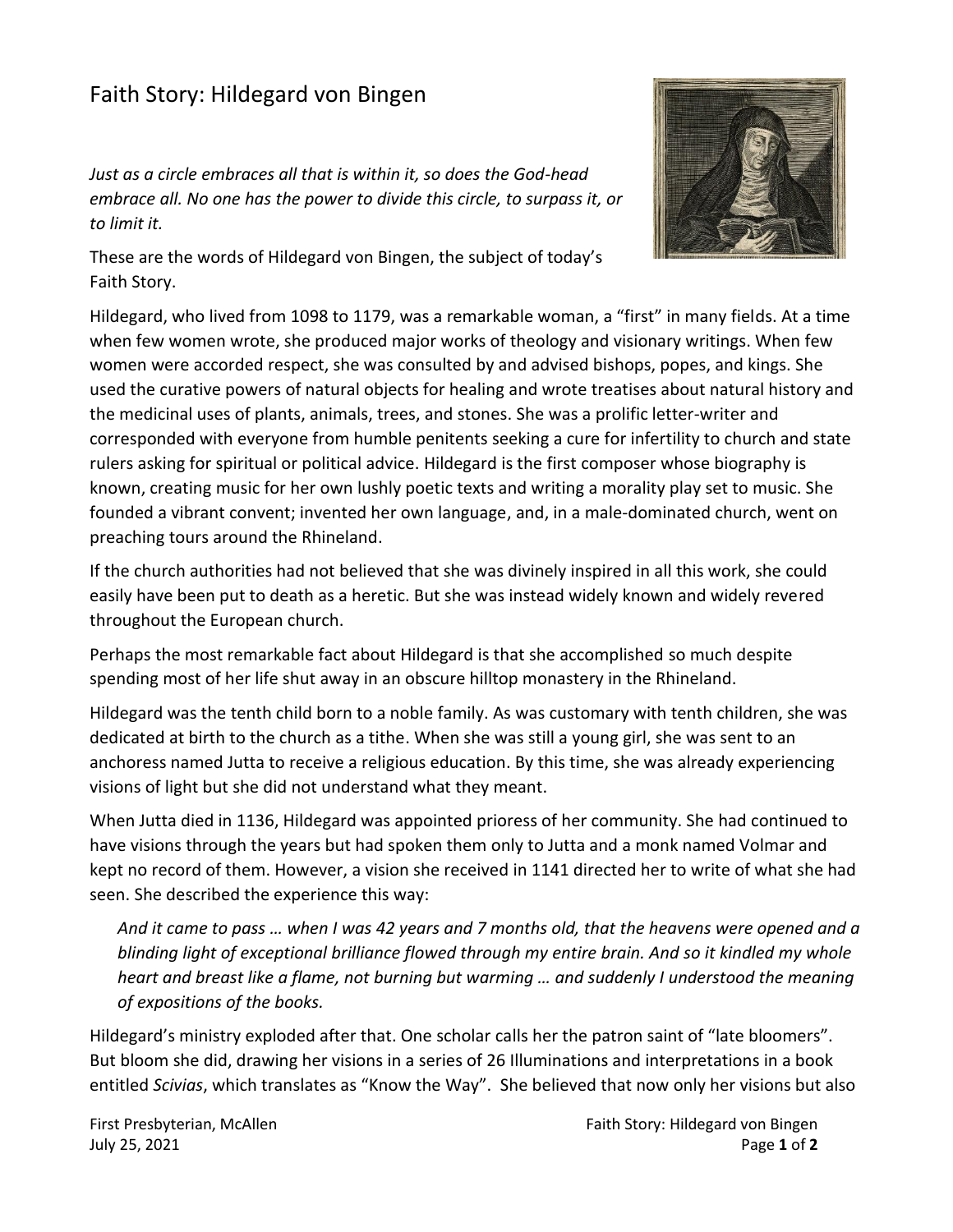# Faith Story: Hildegard von Bingen

*Just as a circle embraces all that is within it, so does the God-head embrace all. No one has the power to divide this circle, to surpass it, or to limit it.*

These are the words of Hildegard von Bingen, the subject of today's Faith Story.

Hildegard, who lived from 1098 to 1179, was a remarkable woman, a "first" in many fields. At a time when few women wrote, she produced major works of theology and visionary writings. When few women were accorded respect, she was consulted by and advised bishops, popes, and kings. She used the curative powers of natural objects for healing and wrote treatises about natural history and the medicinal uses of plants, animals, trees, and stones. She was a prolific letter-writer and corresponded with everyone from humble penitents seeking a cure for infertility to church and state rulers asking for spiritual or political advice. Hildegard is the first composer whose biography is known, creating music for her own lushly poetic texts and writing a morality play set to music. She founded a vibrant convent; invented her own language, and, in a male-dominated church, went on preaching tours around the Rhineland.

If the church authorities had not believed that she was divinely inspired in all this work, she could easily have been put to death as a heretic. But she was instead widely known and widely revered throughout the European church.

Perhaps the most remarkable fact about Hildegard is that she accomplished so much despite spending most of her life shut away in an obscure hilltop monastery in the Rhineland.

Hildegard was the tenth child born to a noble family. As was customary with tenth children, she was dedicated at birth to the church as a tithe. When she was still a young girl, she was sent to an anchoress named Jutta to receive a religious education. By this time, she was already experiencing visions of light but she did not understand what they meant.

When Jutta died in 1136, Hildegard was appointed prioress of her community. She had continued to have visions through the years but had spoken them only to Jutta and a monk named Volmar and kept no record of them. However, a vision she received in 1141 directed her to write of what she had seen. She described the experience this way:

> *And it came to pass … when I was 42 years and 7 months old, that the heavens were opened and a blinding light of exceptional brilliance flowed through my entire brain. And so it kindled my whole heart and breast like a flame, not burning but warming … and suddenly I understood the meaning of expositions of the books.*

Hildegard's ministry exploded after that. One scholar calls her the patron saint of "late bloomers". But bloom she did, drawing her visions in a series of 26 Illuminations and interpretations in a book entitled *Scivias*, which translates as "Know the Way". She believed that now only her visions but also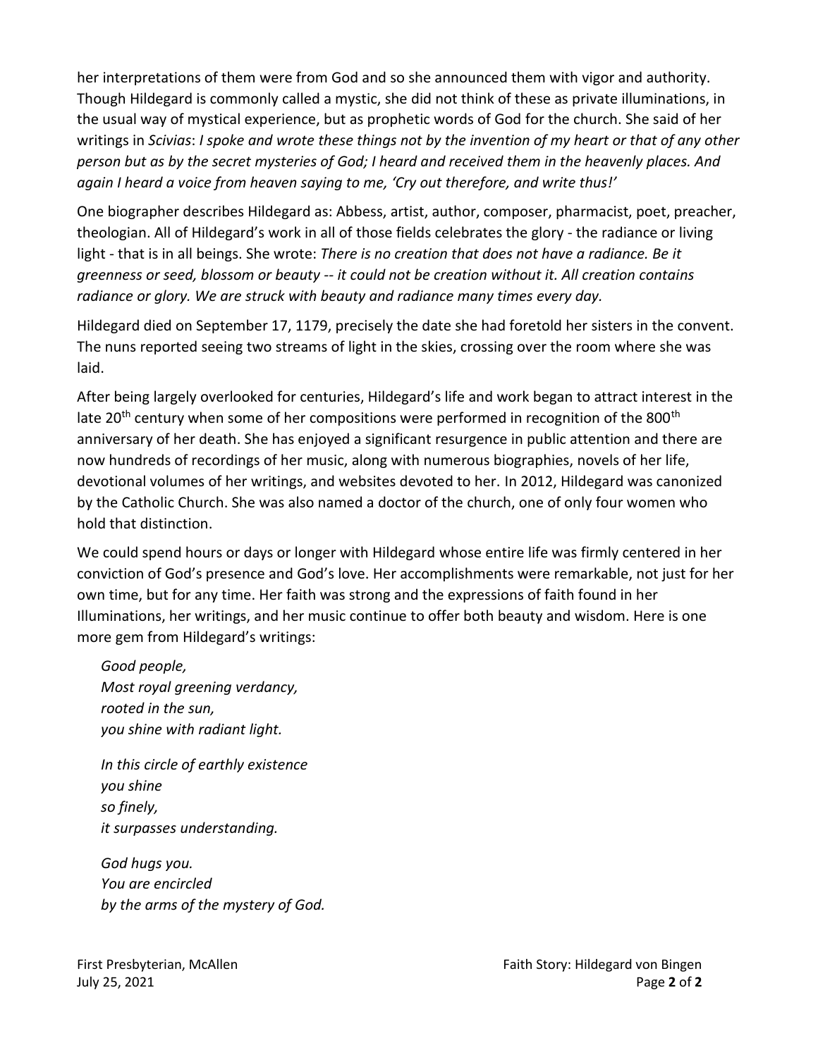her interpretations of them were from God and so she announced them with vigor and authority. Though Hildegard is commonly called a mystic, she did not think of these as private illuminations, in the usual way of mystical experience, but as prophetic words of God for the church. She said of her writings in *Scivias*: *I spoke and wrote these things not by the invention of my heart or that of any other person but as by the secret mysteries of God; I heard and received them in the heavenly places. And again I heard a voice from heaven saying to me, 'Cry out therefore, and write thus!'*

One biographer describes Hildegard as: Abbess, artist, author, composer, pharmacist, poet, preacher, theologian. All of Hildegard's work in all of those fields celebrates the glory - the radiance or living light - that is in all beings. She wrote: *There is no creation that does not have a radiance. Be it greenness or seed, blossom or beauty -- it could not be creation without it. All creation contains radiance or glory. We are struck with beauty and radiance many times every day.*

Hildegard died on September 17, 1179, precisely the date she had foretold her sisters in the convent. The nuns reported seeing two streams of light in the skies, crossing over the room where she was laid.

After being largely overlooked for centuries, Hildegard's life and work began to attract interest in the late 20th century when some of her compositions were performed in recognition of the 800th anniversary of her death. She has enjoyed a significant resurgence in public attention and there are now hundreds of recordings of her music, along with numerous biographies, novels of her life, devotional volumes of her writings, and websites devoted to her. In 2012, Hildegard was canonized by the Catholic Church. She was also named a doctor of the church, one of only four women who hold that distinction.

We could spend hours or days or longer with Hildegard whose entire life was firmly centered in her conviction of God's presence and God's love. Her accomplishments were remarkable, not just for her own time, but for any time. Her faith was strong and the expressions of faith found in her Illuminations, her writings, and her music continue to offer both beauty and wisdom. Here is one more gem from Hildegard's writings:

*Good people,*
*Most royal greening verdancy,*
*rooted in the sun,*
*you shine with radiant light.*

*In this circle of earthly existence*
*you shine*
*so finely,*
*it surpasses understanding.*

*God hugs you.*
*You are encircled*
*by the arms of the mystery of God.*